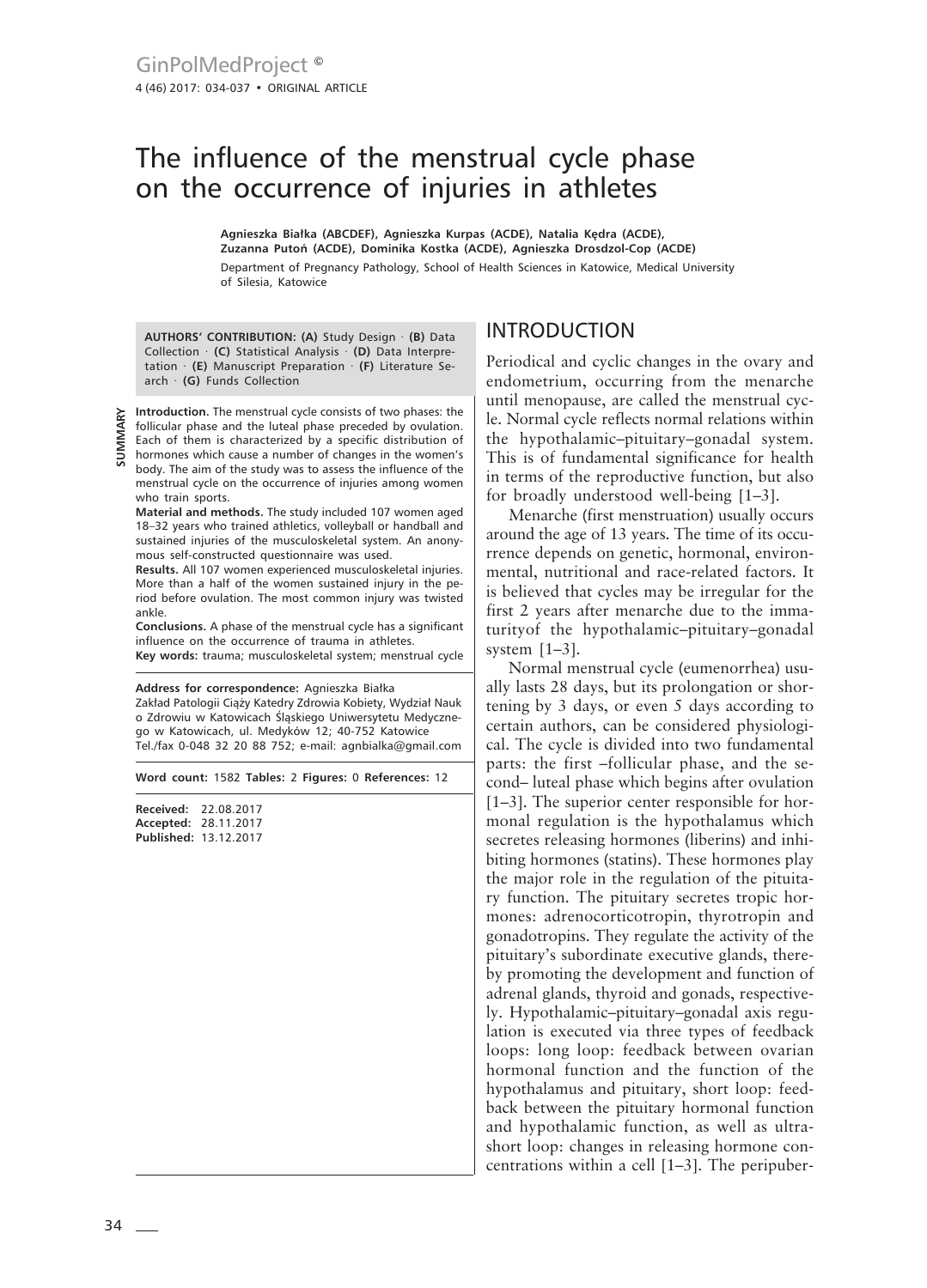# The influence of the menstrual cycle phase on the occurrence of injuries in athletes

**Agnieszka Białka (ABCDEF), Agnieszka Kurpas (ACDE), Natalia Kędra (ACDE), Zuzanna Putoń (ACDE), Dominika Kostka (ACDE), Agnieszka Drosdzol-Cop (ACDE)**

Department of Pregnancy Pathology, School of Health Sciences in Katowice, Medical University of Silesia, Katowice

**AUTHORS' CONTRIBUTION: (A)** Study Design · **(B)** Data Collection · **(C)** Statistical Analysis · **(D)** Data Interpretation · **(E)** Manuscript Preparation · **(F)** Literature Search · **(G)** Funds Collection

**SUMMARY**

**Introduction.** The menstrual cycle consists of two phases: the follicular phase and the luteal phase preceded by ovulation. Each of them is characterized by a specific distribution of hormones which cause a number of changes in the women's body. The aim of the study was to assess the influence of the menstrual cycle on the occurrence of injuries among women who train sports.

**Material and methods.** The study included 107 women aged 18–32 years who trained athletics, volleyball or handball and sustained injuries of the musculoskeletal system. An anonymous self-constructed questionnaire was used.

**Results.** All 107 women experienced musculoskeletal injuries. More than a half of the women sustained injury in the period before ovulation. The most common injury was twisted ankle.

**Conclusions.** A phase of the menstrual cycle has a significant influence on the occurrence of trauma in athletes.

**Key words:** trauma; musculoskeletal system; menstrual cycle

**Address for correspondence:** Agnieszka Białka
Zakład Patologii Ciąży Katedry Zdrowia Kobiety, Wydział Nauk o Zdrowiu w Katowicach Śląskiego Uniwersytetu Medycznego w Katowicach, ul. Medyków 12; 40-752 Katowice
Tel./fax 0-048 32 20 88 752; e-mail: agnbialka@gmail.com

**Word count:** 1582 **Tables:** 2 **Figures:** 0 **References:** 12

**Received:** 22.08.2017
**Accepted:** 28.11.2017
**Published:** 13.12.2017

## INTRODUCTION

Periodical and cyclic changes in the ovary and endometrium, occurring from the menarche until menopause, are called the menstrual cycle. Normal cycle reflects normal relations within the hypothalamic–pituitary–gonadal system. This is of fundamental significance for health in terms of the reproductive function, but also for broadly understood well-being [1–3].

Menarche (first menstruation) usually occurs around the age of 13 years. The time of its occurrence depends on genetic, hormonal, environmental, nutritional and race-related factors. It is believed that cycles may be irregular for the first 2 years after menarche due to the immaturityof the hypothalamic–pituitary–gonadal system [1–3].

Normal menstrual cycle (eumenorrhea) usually lasts 28 days, but its prolongation or shortening by 3 days, or even 5 days according to certain authors, can be considered physiological. The cycle is divided into two fundamental parts: the first –follicular phase, and the second– luteal phase which begins after ovulation [1–3]. The superior center responsible for hormonal regulation is the hypothalamus which secretes releasing hormones (liberins) and inhibiting hormones (statins). These hormones play the major role in the regulation of the pituitary function. The pituitary secretes tropic hormones: adrenocorticotropin, thyrotropin and gonadotropins. They regulate the activity of the pituitary's subordinate executive glands, thereby promoting the development and function of adrenal glands, thyroid and gonads, respectively. Hypothalamic–pituitary–gonadal axis regulation is executed via three types of feedback loops: long loop: feedback between ovarian hormonal function and the function of the hypothalamus and pituitary, short loop: feedback between the pituitary hormonal function and hypothalamic function, as well as ultrashort loop: changes in releasing hormone concentrations within a cell [1–3]. The peripuber-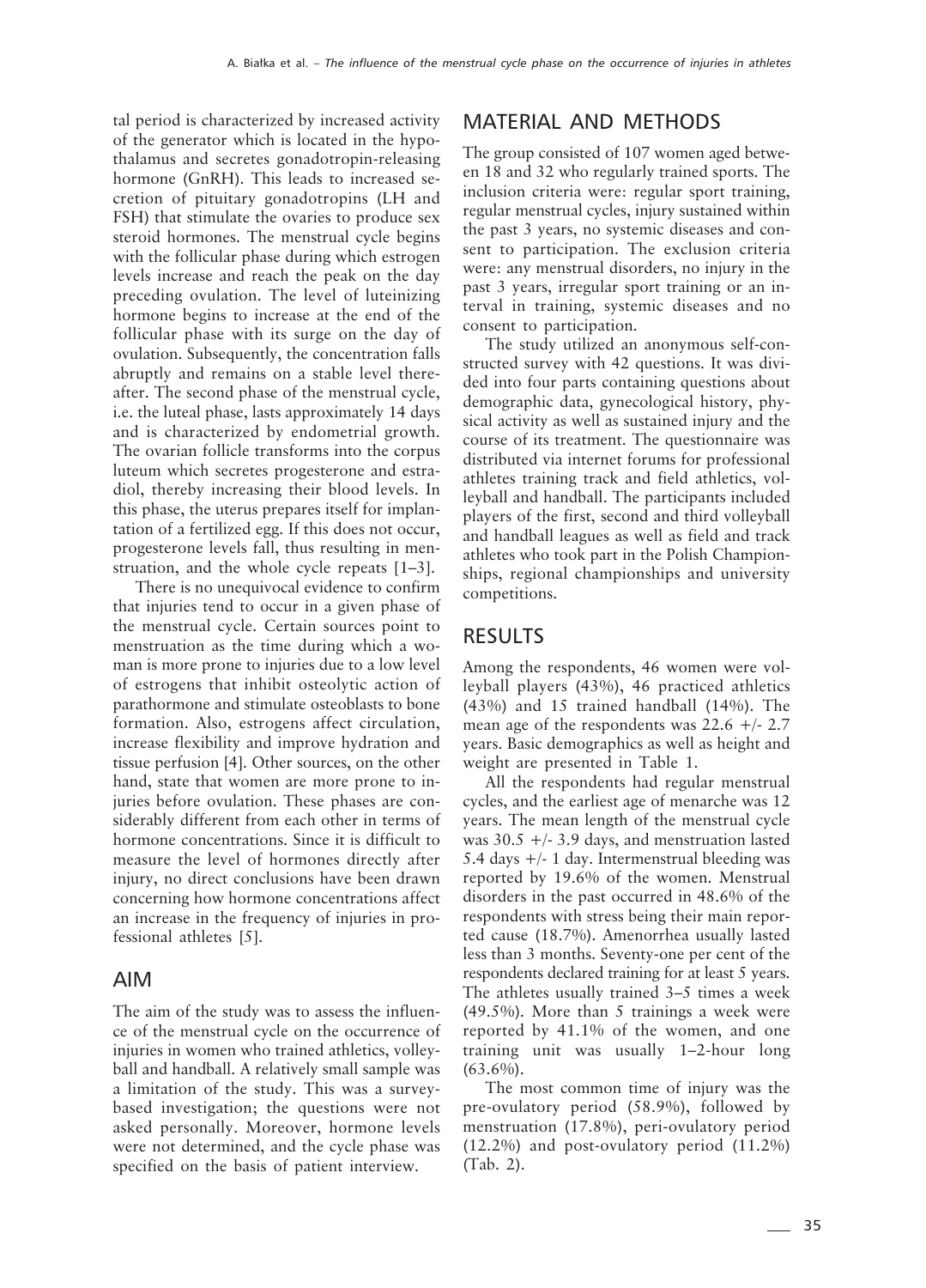tal period is characterized by increased activity of the generator which is located in the hypothalamus and secretes gonadotropin-releasing hormone (GnRH). This leads to increased secretion of pituitary gonadotropins (LH and FSH) that stimulate the ovaries to produce sex steroid hormones. The menstrual cycle begins with the follicular phase during which estrogen levels increase and reach the peak on the day preceding ovulation. The level of luteinizing hormone begins to increase at the end of the follicular phase with its surge on the day of ovulation. Subsequently, the concentration falls abruptly and remains on a stable level thereafter. The second phase of the menstrual cycle, i.e. the luteal phase, lasts approximately 14 days and is characterized by endometrial growth. The ovarian follicle transforms into the corpus luteum which secretes progesterone and estradiol, thereby increasing their blood levels. In this phase, the uterus prepares itself for implantation of a fertilized egg. If this does not occur, progesterone levels fall, thus resulting in menstruation, and the whole cycle repeats [1–3].

There is no unequivocal evidence to confirm that injuries tend to occur in a given phase of the menstrual cycle. Certain sources point to menstruation as the time during which a woman is more prone to injuries due to a low level of estrogens that inhibit osteolytic action of parathormone and stimulate osteoblasts to bone formation. Also, estrogens affect circulation, increase flexibility and improve hydration and tissue perfusion [4]. Other sources, on the other hand, state that women are more prone to injuries before ovulation. These phases are considerably different from each other in terms of hormone concentrations. Since it is difficult to measure the level of hormones directly after injury, no direct conclusions have been drawn concerning how hormone concentrations affect an increase in the frequency of injuries in professional athletes [5].

## AIM

The aim of the study was to assess the influence of the menstrual cycle on the occurrence of injuries in women who trained athletics, volleyball and handball. A relatively small sample was a limitation of the study. This was a survey-based investigation; the questions were not asked personally. Moreover, hormone levels were not determined, and the cycle phase was specified on the basis of patient interview.

## MATERIAL AND METHODS

The group consisted of 107 women aged between 18 and 32 who regularly trained sports. The inclusion criteria were: regular sport training, regular menstrual cycles, injury sustained within the past 3 years, no systemic diseases and consent to participation. The exclusion criteria were: any menstrual disorders, no injury in the past 3 years, irregular sport training or an interval in training, systemic diseases and no consent to participation.

The study utilized an anonymous self-constructed survey with 42 questions. It was divided into four parts containing questions about demographic data, gynecological history, physical activity as well as sustained injury and the course of its treatment. The questionnaire was distributed via internet forums for professional athletes training track and field athletics, volleyball and handball. The participants included players of the first, second and third volleyball and handball leagues as well as field and track athletes who took part in the Polish Championships, regional championships and university competitions.

## RESULTS

Among the respondents, 46 women were volleyball players (43%), 46 practiced athletics (43%) and 15 trained handball (14%). The mean age of the respondents was 22.6 +/- 2.7 years. Basic demographics as well as height and weight are presented in Table 1.

All the respondents had regular menstrual cycles, and the earliest age of menarche was 12 years. The mean length of the menstrual cycle was 30.5 +/- 3.9 days, and menstruation lasted 5.4 days +/- 1 day. Intermenstrual bleeding was reported by 19.6% of the women. Menstrual disorders in the past occurred in 48.6% of the respondents with stress being their main reported cause (18.7%). Amenorrhea usually lasted less than 3 months. Seventy-one per cent of the respondents declared training for at least 5 years. The athletes usually trained 3–5 times a week (49.5%). More than 5 trainings a week were reported by 41.1% of the women, and one training unit was usually 1–2-hour long (63.6%).

The most common time of injury was the pre-ovulatory period (58.9%), followed by menstruation (17.8%), peri-ovulatory period (12.2%) and post-ovulatory period (11.2%) (Tab. 2).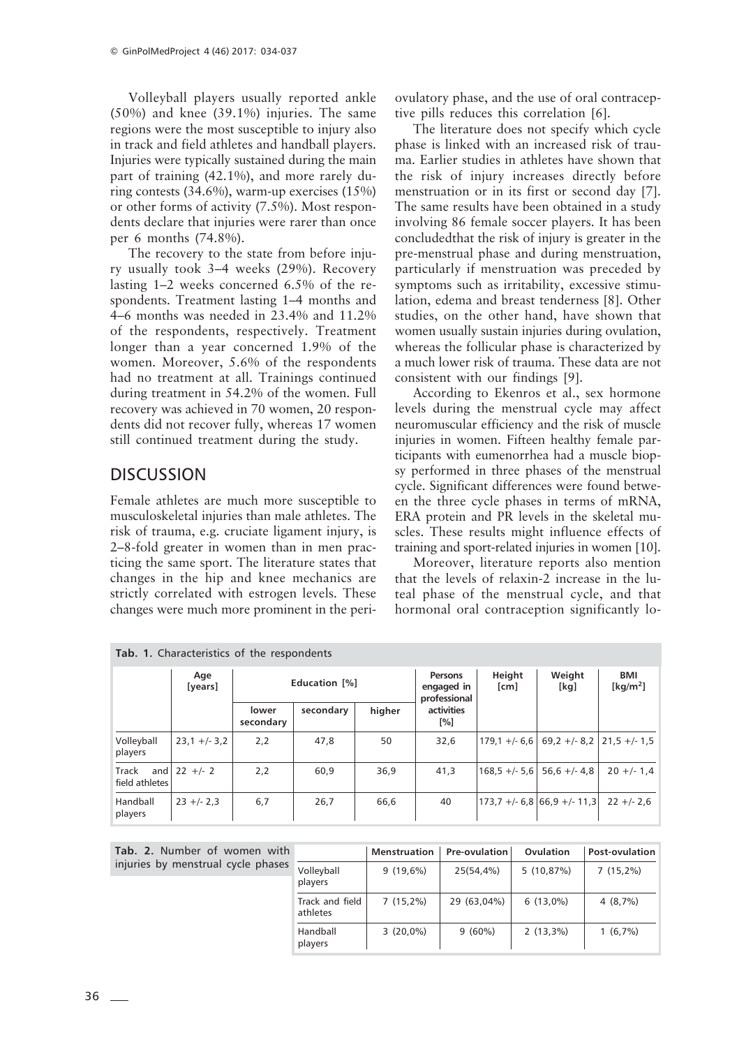Volleyball players usually reported ankle (50%) and knee (39.1%) injuries. The same regions were the most susceptible to injury also in track and field athletes and handball players. Injuries were typically sustained during the main part of training (42.1%), and more rarely during contests (34.6%), warm-up exercises (15%) or other forms of activity (7.5%). Most respondents declare that injuries were rarer than once per 6 months (74.8%).

The recovery to the state from before injury usually took 3–4 weeks (29%). Recovery lasting 1–2 weeks concerned 6.5% of the respondents. Treatment lasting 1–4 months and 4–6 months was needed in 23.4% and 11.2% of the respondents, respectively. Treatment longer than a year concerned 1.9% of the women. Moreover, 5.6% of the respondents had no treatment at all. Trainings continued during treatment in 54.2% of the women. Full recovery was achieved in 70 women, 20 respondents did not recover fully, whereas 17 women still continued treatment during the study.

## DISCUSSION

Female athletes are much more susceptible to musculoskeletal injuries than male athletes. The risk of trauma, e.g. cruciate ligament injury, is 2–8-fold greater in women than in men practicing the same sport. The literature states that changes in the hip and knee mechanics are strictly correlated with estrogen levels. These changes were much more prominent in the periovulatory phase, and the use of oral contraceptive pills reduces this correlation [6].

The literature does not specify which cycle phase is linked with an increased risk of trauma. Earlier studies in athletes have shown that the risk of injury increases directly before menstruation or in its first or second day [7]. The same results have been obtained in a study involving 86 female soccer players. It has been concludedthat the risk of injury is greater in the pre-menstrual phase and during menstruation, particularly if menstruation was preceded by symptoms such as irritability, excessive stimulation, edema and breast tenderness [8]. Other studies, on the other hand, have shown that women usually sustain injuries during ovulation, whereas the follicular phase is characterized by a much lower risk of trauma. These data are not consistent with our findings [9].

According to Ekenros et al., sex hormone levels during the menstrual cycle may affect neuromuscular efficiency and the risk of muscle injuries in women. Fifteen healthy female participants with eumenorrhea had a muscle biopsy performed in three phases of the menstrual cycle. Significant differences were found between the three cycle phases in terms of mRNA, ERA protein and PR levels in the skeletal muscles. These results might influence effects of training and sport-related injuries in women [10].

Moreover, literature reports also mention that the levels of relaxin-2 increase in the luteal phase of the menstrual cycle, and that hormonal oral contraception significantly lo-

**Tab. 1.** Characteristics of the respondents

| | Age [years] | Education [%] | | | Persons engaged in professional activities [%] | Height [cm] | Weight [kg] | BMI [kg/m$^2$] |
|---|---|---|---|---|---|---|---|---|
| | | lower secondary | secondary | higher | | | | |
| Volleyball players | 23,1 +/- 3,2 | 2,2 | 47,8 | 50 | 32,6 | 179,1 +/- 6,6 | 69,2 +/- 8,2 | 21,5 +/- 1,5 |
| Track and field athletes | 22 +/- 2 | 2,2 | 60,9 | 36,9 | 41,3 | 168,5 +/- 5,6 | 56,6 +/- 4,8 | 20 +/- 1,4 |
| Handball players | 23 +/- 2,3 | 6,7 | 26,7 | 66,6 | 40 | 173,7 +/- 6,8 | 66,9 +/- 11,3 | 22 +/- 2,6 |

**Tab. 2.** Number of women with injuries by menstrual cycle phases

| | Menstruation | Pre-ovulation | Ovulation | Post-ovulation |
|---|---|---|---|---|
| Volleyball players | 9 (19,6%) | 25(54,4%) | 5 (10,87%) | 7 (15,2%) |
| Track and field athletes | 7 (15,2%) | 29 (63,04%) | 6 (13,0%) | 4 (8,7%) |
| Handball players | 3 (20,0%) | 9 (60%) | 2 (13,3%) | 1 (6,7%) |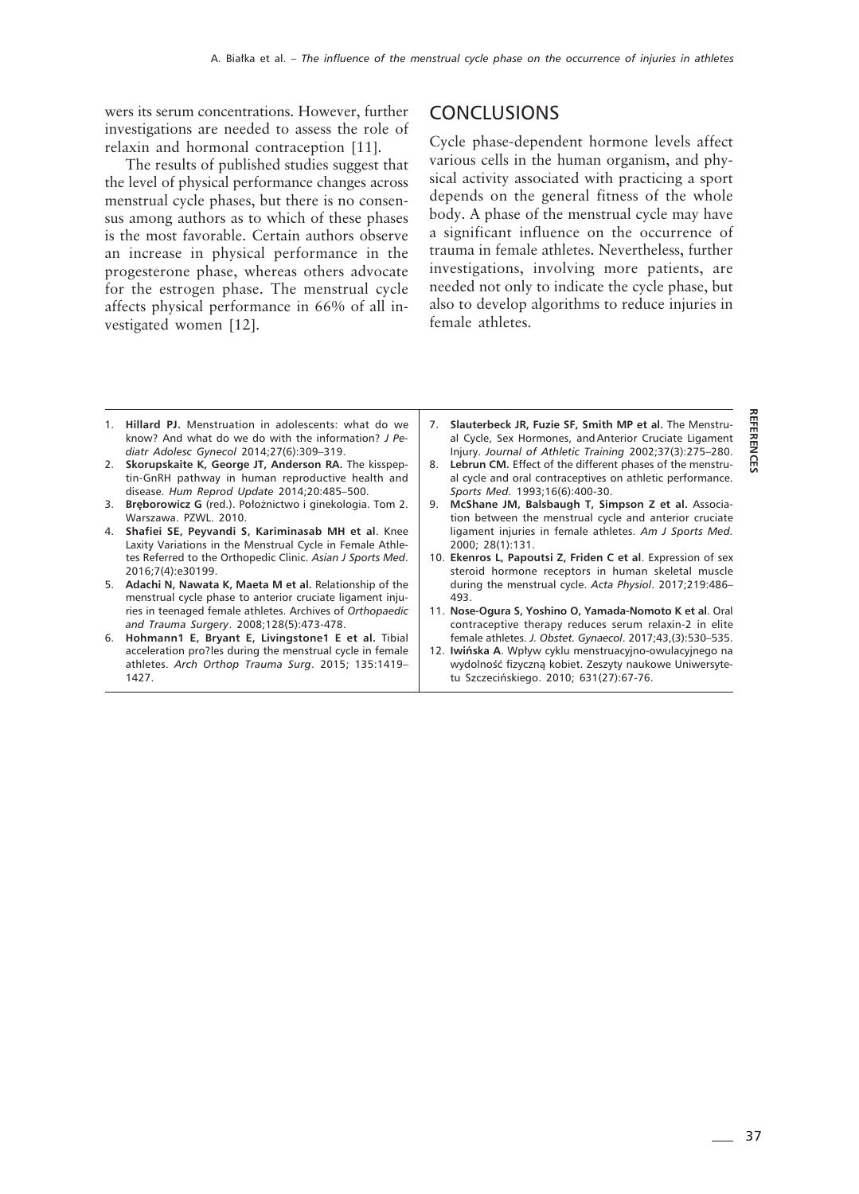wers its serum concentrations. However, further investigations are needed to assess the role of relaxin and hormonal contraception [11].

The results of published studies suggest that the level of physical performance changes across menstrual cycle phases, but there is no consensus among authors as to which of these phases is the most favorable. Certain authors observe an increase in physical performance in the progesterone phase, whereas others advocate for the estrogen phase. The menstrual cycle affects physical performance in 66% of all investigated women [12].

## CONCLUSIONS

Cycle phase-dependent hormone levels affect various cells in the human organism, and physical activity associated with practicing a sport depends on the general fitness of the whole body. A phase of the menstrual cycle may have a significant influence on the occurrence of trauma in female athletes. Nevertheless, further investigations, involving more patients, are needed not only to indicate the cycle phase, but also to develop algorithms to reduce injuries in female athletes.

## REFERENCES

1. **Hillard PJ.** Menstruation in adolescents: what do we know? And what do we do with the information? *J Pediatr Adolesc Gynecol* 2014;27(6):309–319.
2. **Skorupskaite K, George JT, Anderson RA.** The kisspeptin-GnRH pathway in human reproductive health and disease. *Hum Reprod Update* 2014;20:485–500.
3. **Bręborowicz G** (red.). Położnictwo i ginekologia. Tom 2. Warszawa. PZWL. 2010.
4. **Shafiei SE, Peyvandi S, Kariminasab MH et al**. Knee Laxity Variations in the Menstrual Cycle in Female Athletes Referred to the Orthopedic Clinic. *Asian J Sports Med*. 2016;7(4):e30199.
5. **Adachi N, Nawata K, Maeta M et al.** Relationship of the menstrual cycle phase to anterior cruciate ligament injuries in teenaged female athletes. Archives of *Orthopaedic and Trauma Surgery*. 2008;128(5):473-478.
6. **Hohmann1 E, Bryant E, Livingstone1 E et al.** Tibial acceleration pro?les during the menstrual cycle in female athletes. *Arch Orthop Trauma Surg*. 2015; 135:1419–1427.
7. **Slauterbeck JR, Fuzie SF, Smith MP et al.** The Menstrual Cycle, Sex Hormones, and Anterior Cruciate Ligament Injury. *Journal of Athletic Training* 2002;37(3):275–280.
8. **Lebrun CM.** Effect of the different phases of the menstrual cycle and oral contraceptives on athletic performance. *Sports Med.* 1993;16(6):400-30.
9. **McShane JM, Balsbaugh T, Simpson Z et al.** Association between the menstrual cycle and anterior cruciate ligament injuries in female athletes. *Am J Sports Med.* 2000; 28(1):131.
10. **Ekenros L, Papoutsi Z, Friden C et al**. Expression of sex steroid hormone receptors in human skeletal muscle during the menstrual cycle. *Acta Physiol*. 2017;219:486–493.
11. **Nose-Ogura S, Yoshino O, Yamada-Nomoto K et al**. Oral contraceptive therapy reduces serum relaxin-2 in elite female athletes. *J. Obstet. Gynaecol*. 2017;43,(3):530–535.
12. **Iwińska A**. Wpływ cyklu menstruacyjno-owulacyjnego na wydolność fizyczną kobiet. Zeszyty naukowe Uniwersytetu Szczecińskiego. 2010; 631(27):67-76.